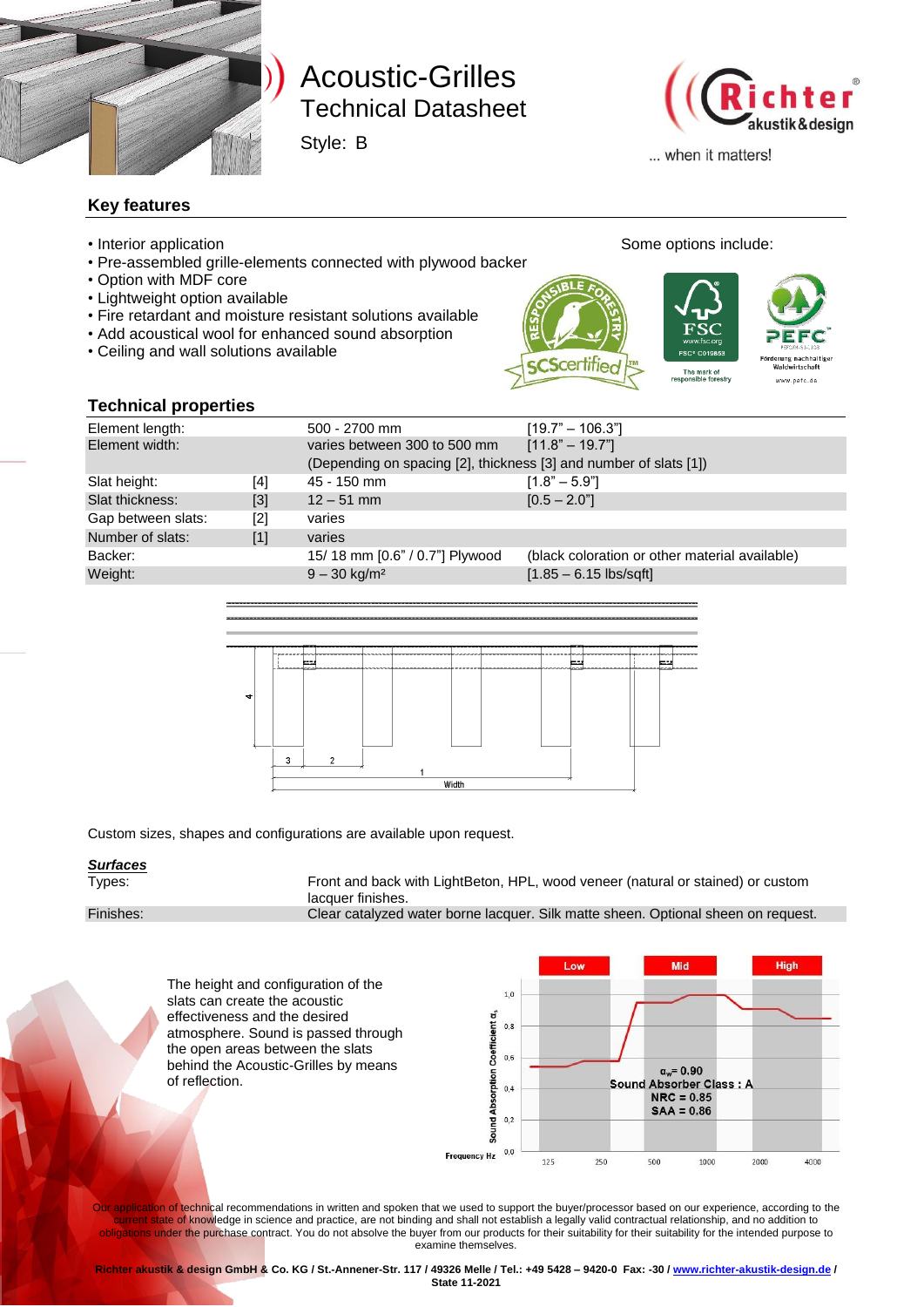# Acoustic-Grilles

## Technical Datasheet

Style: B

... when it matters!

### Key features

- Interior application
- Pre-assembled grille-elements connected with plywood backer
- Option with MDF core
- Lightweight option available
- Fire retardant and moisture resistant solutions available
- Add acoustical wool for enhanced sound absorption
- Ceiling and wall solutions available

Some options include:

### Technical properties

| | | | |
|---|---|---|---|
| Element length: | | 500 - 2700 mm | [19.7" – 106.3"] |
| Element width: | | varies between 300 to 500 mm | [11.8" – 19.7"] |
| | | (Depending on spacing [2], thickness [3] and number of slats [1]) | |
| Slat height: | [4] | 45 - 150 mm | [1.8" – 5.9"] |
| Slat thickness: | [3] | 12 – 51 mm | [0.5 – 2.0"] |
| Gap between slats: | [2] | varies | |
| Number of slats: | [1] | varies | |
| Backer: | | 15/ 18 mm [0.6" / 0.7"] Plywood | (black coloration or other material available) |
| Weight: | | 9 – 30 kg/m² | [1.85 – 6.15 lbs/sqft] |

Custom sizes, shapes and configurations are available upon request.

***Surfaces***

| | |
|---|---|
| Types: | Front and back with LightBeton, HPL, wood veneer (natural or stained) or custom lacquer finishes. |
| Finishes: | Clear catalyzed water borne lacquer. Silk matte sheen. Optional sheen on request. |

The height and configuration of the slats can create the acoustic effectiveness and the desired atmosphere. Sound is passed through the open areas between the slats behind the Acoustic-Grilles by means of reflection.

$\alpha_w$ = 0.90
Sound Absorber Class : A
NRC = 0.85
SAA = 0.86

Our application of technical recommendations in written and spoken that we used to support the buyer/processor based on our experience, according to the current state of knowledge in science and practice, are not binding and shall not establish a legally valid contractual relationship, and no addition to obligations under the purchase contract. You do not absolve the buyer from our products for their suitability for their suitability for the intended purpose to examine themselves.

**Richter akustik & design GmbH & Co. KG / St.-Annener-Str. 117 / 49326 Melle / Tel.: +49 5428 – 9420-0 Fax: -30 / www.richter-akustik-design.de / State 11-2021**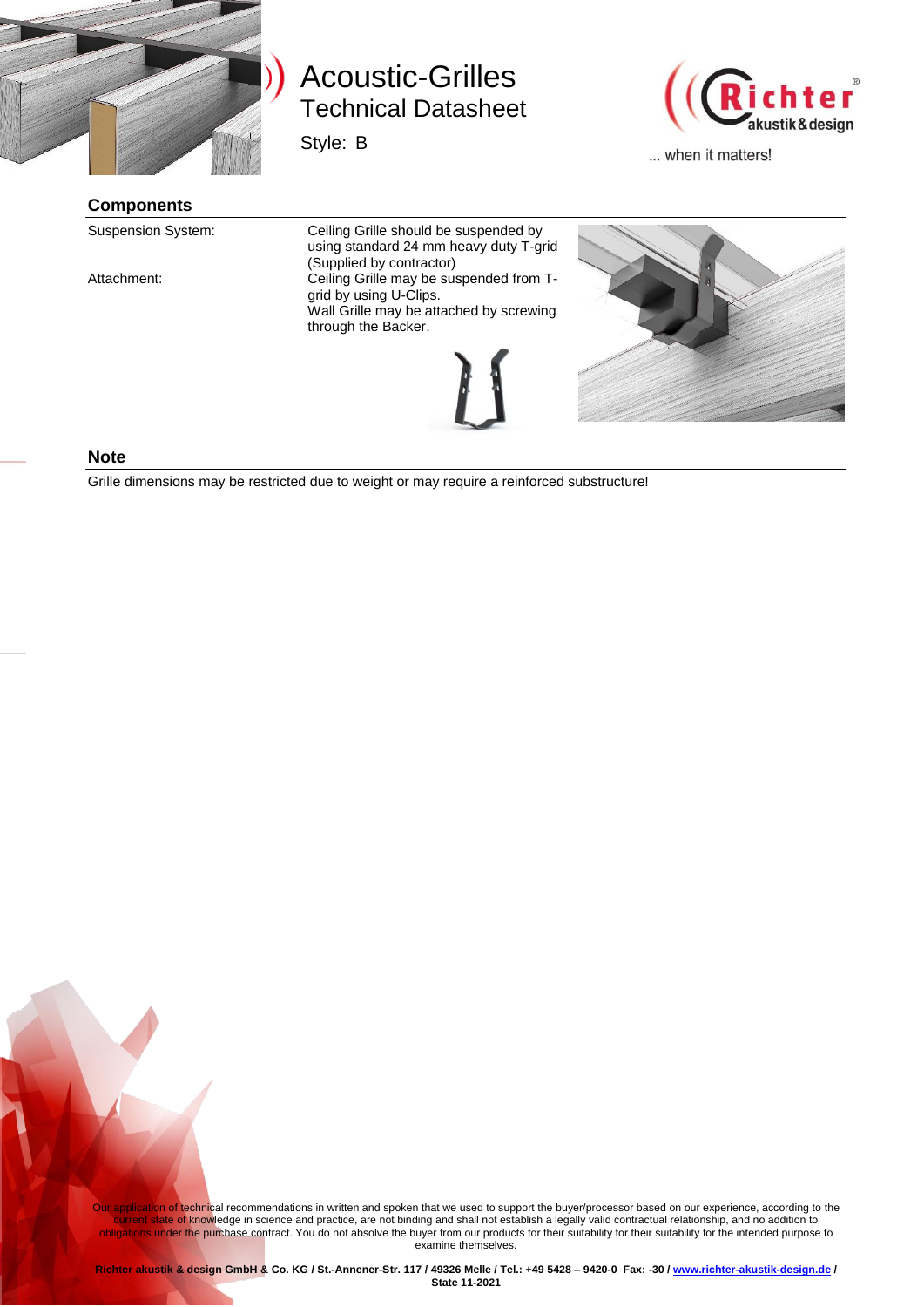# Acoustic-Grilles
## Technical Datasheet

Style: B

... when it matters!

## Components

| | |
|---|---|
| Suspension System: | Ceiling Grille should be suspended by using standard 24 mm heavy duty T-grid (Supplied by contractor) |
| Attachment: | Ceiling Grille may be suspended from T-grid by using U-Clips. Wall Grille may be attached by screwing through the Backer. |

## Note

Grille dimensions may be restricted due to weight or may require a reinforced substructure!

Our application of technical recommendations in written and spoken that we used to support the buyer/processor based on our experience, according to the current state of knowledge in science and practice, are not binding and shall not establish a legally valid contractual relationship, and no addition to obligations under the purchase contract. You do not absolve the buyer from our products for their suitability for their suitability for the intended purpose to examine themselves.

**Richter akustik & design GmbH & Co. KG / St.-Annener-Str. 117 / 49326 Melle / Tel.: +49 5428 – 9420-0 Fax: -30 / www.richter-akustik-design.de / State 11-2021**